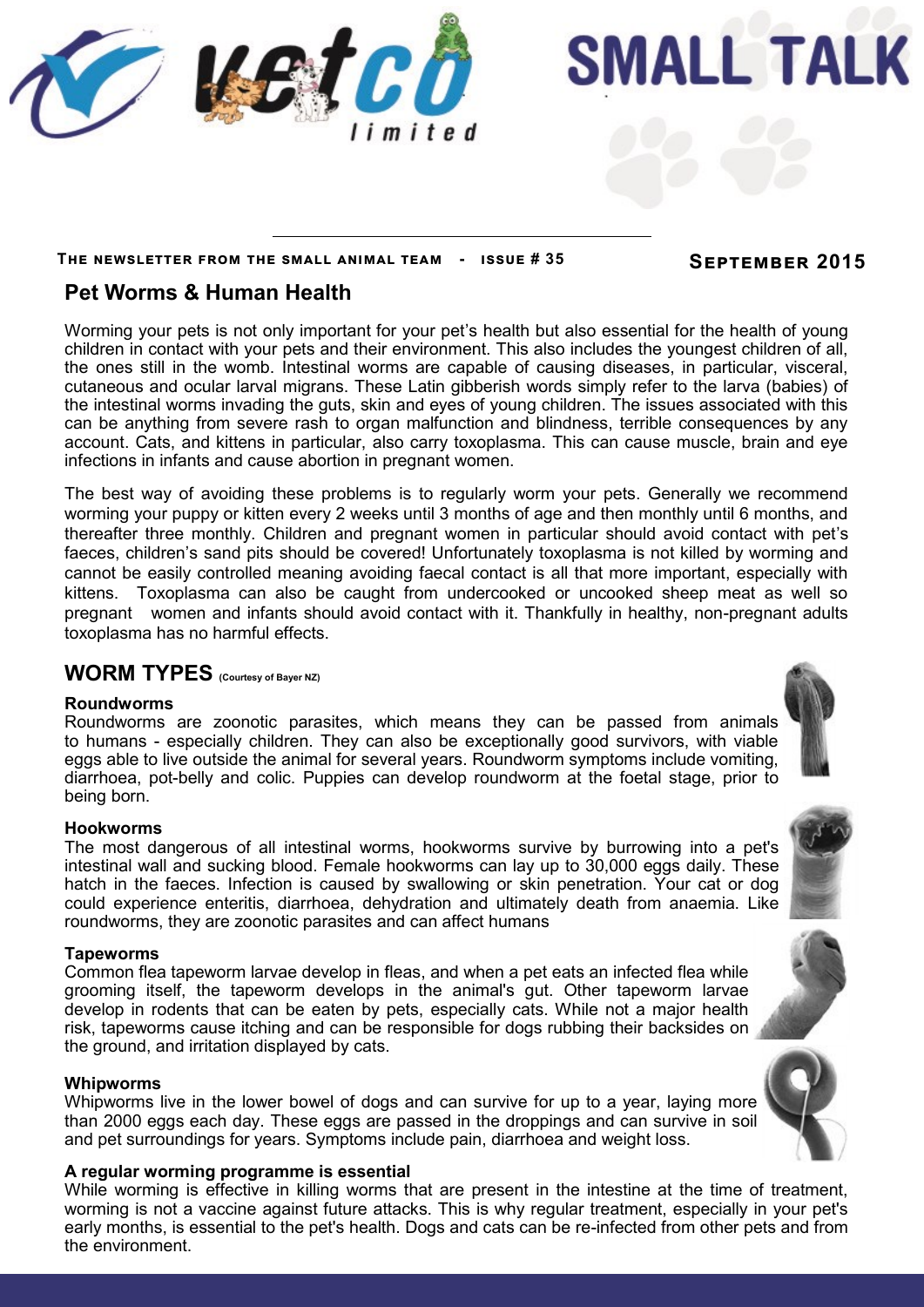# SMALL TALK

**The newsletter from the small animal team - issue # 35** **September 2015**

## Pet Worms & Human Health

Worming your pets is not only important for your pet's health but also essential for the health of young children in contact with your pets and their environment. This also includes the youngest children of all, the ones still in the womb. Intestinal worms are capable of causing diseases, in particular, visceral, cutaneous and ocular larval migrans. These Latin gibberish words simply refer to the larva (babies) of the intestinal worms invading the guts, skin and eyes of young children. The issues associated with this can be anything from severe rash to organ malfunction and blindness, terrible consequences by any account. Cats, and kittens in particular, also carry toxoplasma. This can cause muscle, brain and eye infections in infants and cause abortion in pregnant women.

The best way of avoiding these problems is to regularly worm your pets. Generally we recommend worming your puppy or kitten every 2 weeks until 3 months of age and then monthly until 6 months, and thereafter three monthly. Children and pregnant women in particular should avoid contact with pet's faeces, children's sand pits should be covered! Unfortunately toxoplasma is not killed by worming and cannot be easily controlled meaning avoiding faecal contact is all that more important, especially with kittens. Toxoplasma can also be caught from undercooked or uncooked sheep meat as well so pregnant women and infants should avoid contact with it. Thankfully in healthy, non-pregnant adults toxoplasma has no harmful effects.

## WORM TYPES (Courtesy of Bayer NZ)

**Roundworms**
Roundworms are zoonotic parasites, which means they can be passed from animals to humans - especially children. They can also be exceptionally good survivors, with viable eggs able to live outside the animal for several years. Roundworm symptoms include vomiting, diarrhoea, pot-belly and colic. Puppies can develop roundworm at the foetal stage, prior to being born.

**Hookworms**
The most dangerous of all intestinal worms, hookworms survive by burrowing into a pet's intestinal wall and sucking blood. Female hookworms can lay up to 30,000 eggs daily. These hatch in the faeces. Infection is caused by swallowing or skin penetration. Your cat or dog could experience enteritis, diarrhoea, dehydration and ultimately death from anaemia. Like roundworms, they are zoonotic parasites and can affect humans

**Tapeworms**
Common flea tapeworm larvae develop in fleas, and when a pet eats an infected flea while grooming itself, the tapeworm develops in the animal's gut. Other tapeworm larvae develop in rodents that can be eaten by pets, especially cats. While not a major health risk, tapeworms cause itching and can be responsible for dogs rubbing their backsides on the ground, and irritation displayed by cats.

**Whipworms**
Whipworms live in the lower bowel of dogs and can survive for up to a year, laying more than 2000 eggs each day. These eggs are passed in the droppings and can survive in soil and pet surroundings for years. Symptoms include pain, diarrhoea and weight loss.

**A regular worming programme is essential**
While worming is effective in killing worms that are present in the intestine at the time of treatment, worming is not a vaccine against future attacks. This is why regular treatment, especially in your pet's early months, is essential to the pet's health. Dogs and cats can be re-infected from other pets and from the environment.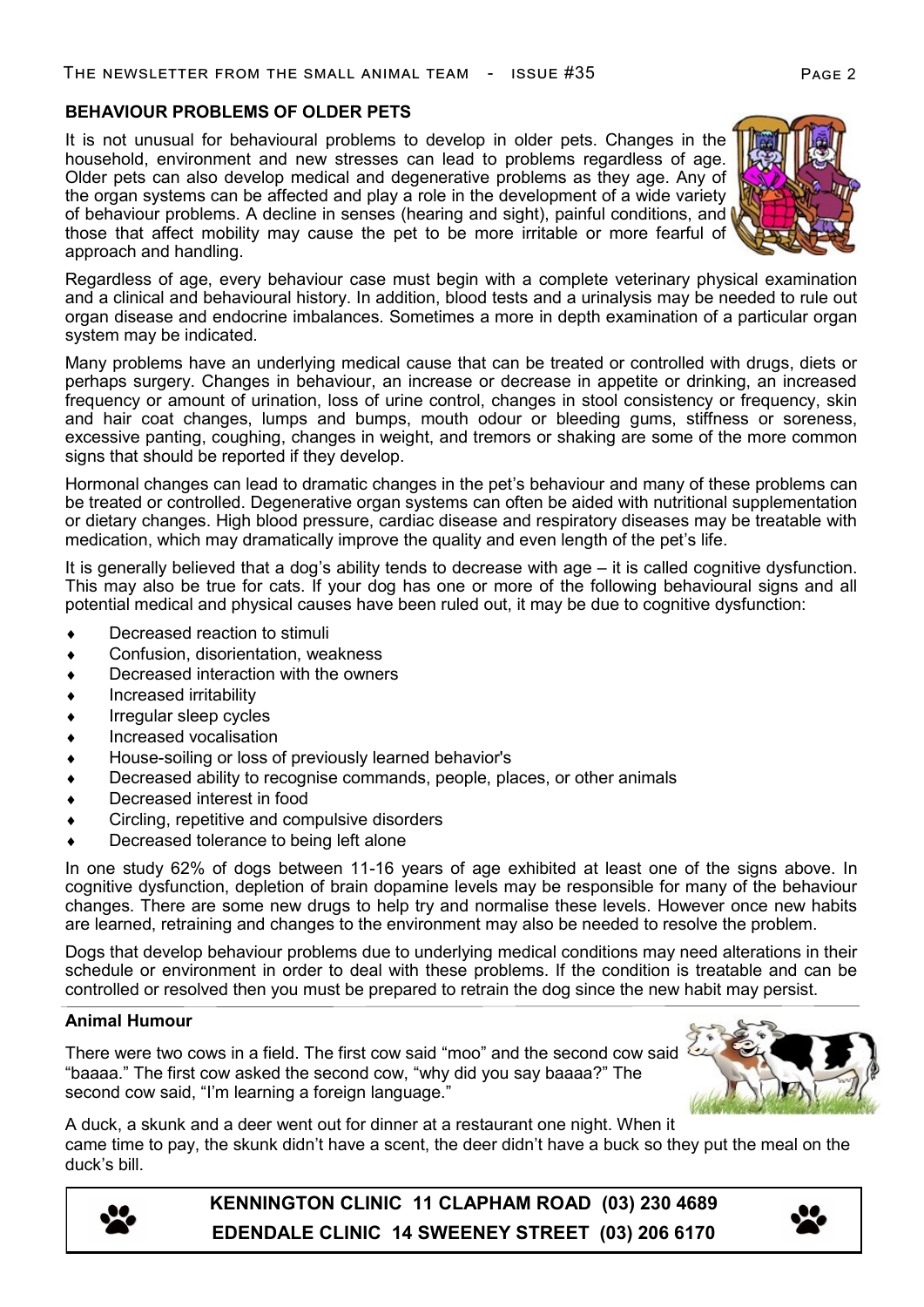## BEHAVIOUR PROBLEMS OF OLDER PETS

It is not unusual for behavioural problems to develop in older pets. Changes in the household, environment and new stresses can lead to problems regardless of age. Older pets can also develop medical and degenerative problems as they age. Any of the organ systems can be affected and play a role in the development of a wide variety of behaviour problems. A decline in senses (hearing and sight), painful conditions, and those that affect mobility may cause the pet to be more irritable or more fearful of approach and handling.

Regardless of age, every behaviour case must begin with a complete veterinary physical examination and a clinical and behavioural history. In addition, blood tests and a urinalysis may be needed to rule out organ disease and endocrine imbalances. Sometimes a more in depth examination of a particular organ system may be indicated.

Many problems have an underlying medical cause that can be treated or controlled with drugs, diets or perhaps surgery. Changes in behaviour, an increase or decrease in appetite or drinking, an increased frequency or amount of urination, loss of urine control, changes in stool consistency or frequency, skin and hair coat changes, lumps and bumps, mouth odour or bleeding gums, stiffness or soreness, excessive panting, coughing, changes in weight, and tremors or shaking are some of the more common signs that should be reported if they develop.

Hormonal changes can lead to dramatic changes in the pet's behaviour and many of these problems can be treated or controlled. Degenerative organ systems can often be aided with nutritional supplementation or dietary changes. High blood pressure, cardiac disease and respiratory diseases may be treatable with medication, which may dramatically improve the quality and even length of the pet's life.

It is generally believed that a dog's ability tends to decrease with age – it is called cognitive dysfunction. This may also be true for cats. If your dog has one or more of the following behavioural signs and all potential medical and physical causes have been ruled out, it may be due to cognitive dysfunction:

- Decreased reaction to stimuli
- Confusion, disorientation, weakness
- Decreased interaction with the owners
- Increased irritability
- Irregular sleep cycles
- Increased vocalisation
- House-soiling or loss of previously learned behavior's
- Decreased ability to recognise commands, people, places, or other animals
- Decreased interest in food
- Circling, repetitive and compulsive disorders
- Decreased tolerance to being left alone

In one study 62% of dogs between 11-16 years of age exhibited at least one of the signs above. In cognitive dysfunction, depletion of brain dopamine levels may be responsible for many of the behaviour changes. There are some new drugs to help try and normalise these levels. However once new habits are learned, retraining and changes to the environment may also be needed to resolve the problem.

Dogs that develop behaviour problems due to underlying medical conditions may need alterations in their schedule or environment in order to deal with these problems. If the condition is treatable and can be controlled or resolved then you must be prepared to retrain the dog since the new habit may persist.

### Animal Humour

There were two cows in a field. The first cow said "moo" and the second cow said "baaaa." The first cow asked the second cow, "why did you say baaaa?" The second cow said, "I'm learning a foreign language."

A duck, a skunk and a deer went out for dinner at a restaurant one night. When it came time to pay, the skunk didn't have a scent, the deer didn't have a buck so they put the meal on the duck's bill.

**KENNINGTON CLINIC 11 CLAPHAM ROAD (03) 230 4689**

**EDENDALE CLINIC 14 SWEENEY STREET (03) 206 6170**